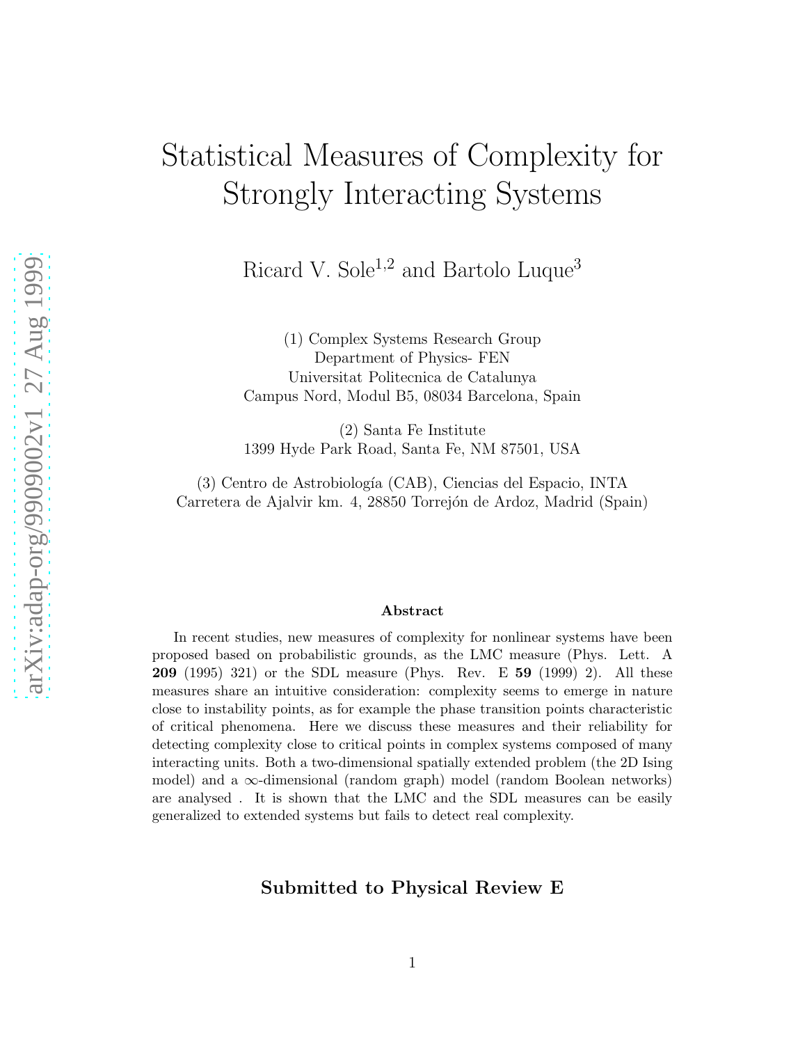# Statistical Measures of Complexity for Strongly Interacting Systems

Ricard V. Sole[1,2] and Bartolo Luque[3]

(1) Complex Systems Research Group
Department of Physics- FEN
Universitat Politecnica de Catalunya
Campus Nord, Modul B5, 08034 Barcelona, Spain

(2) Santa Fe Institute
1399 Hyde Park Road, Santa Fe, NM 87501, USA

(3) Centro de Astrobiología (CAB), Ciencias del Espacio, INTA
Carretera de Ajalvir km. 4, 28850 Torrejón de Ardoz, Madrid (Spain)

### Abstract

In recent studies, new measures of complexity for nonlinear systems have been proposed based on probabilistic grounds, as the LMC measure (Phys. Lett. A **209** (1995) 321) or the SDL measure (Phys. Rev. E **59** (1999) 2). All these measures share an intuitive consideration: complexity seems to emerge in nature close to instability points, as for example the phase transition points characteristic of critical phenomena. Here we discuss these measures and their reliability for detecting complexity close to critical points in complex systems composed of many interacting units. Both a two-dimensional spatially extended problem (the 2D Ising model) and a $\infty$-dimensional (random graph) model (random Boolean networks) are analysed . It is shown that the LMC and the SDL measures can be easily generalized to extended systems but fails to detect real complexity.

**Submitted to Physical Review E**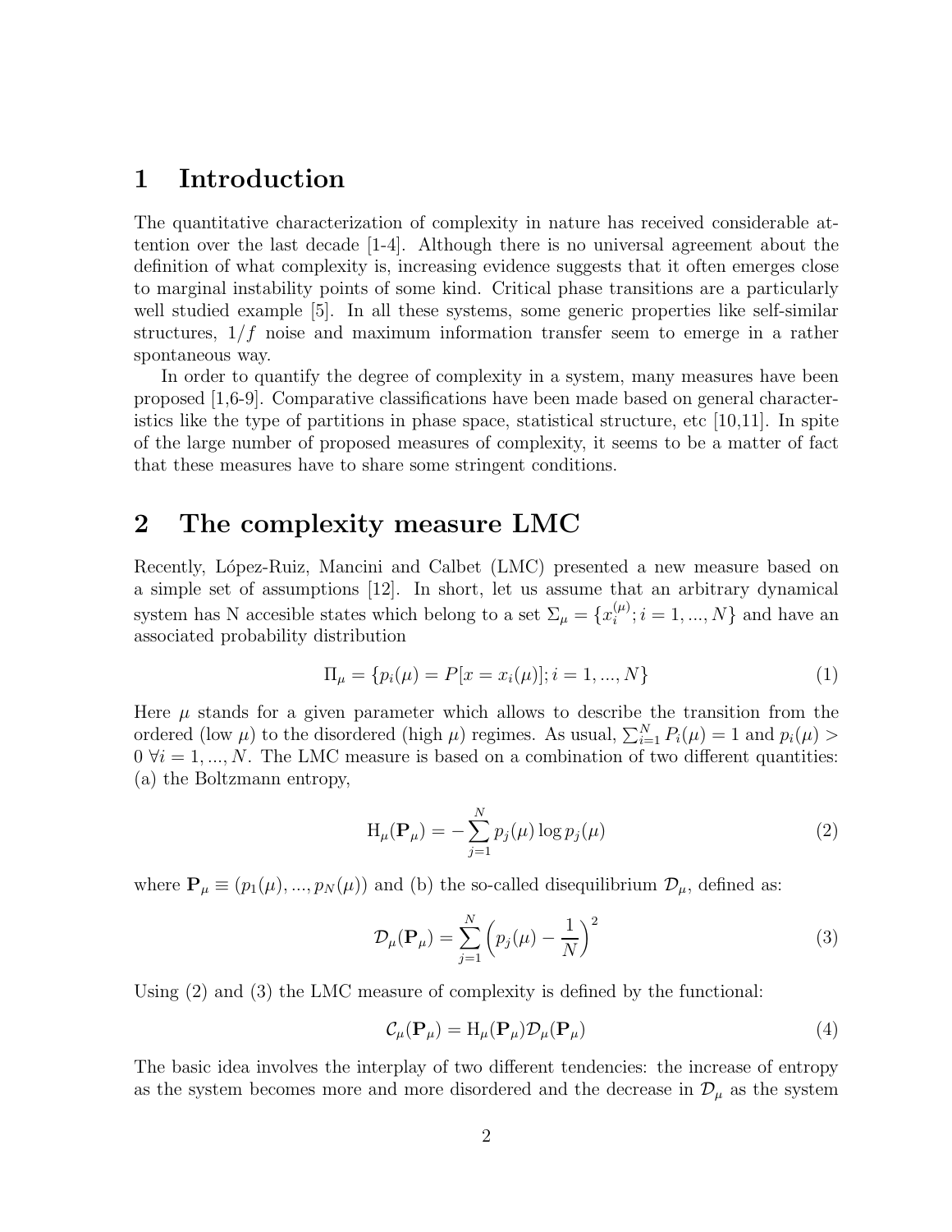# 1 Introduction

The quantitative characterization of complexity in nature has received considerable attention over the last decade [1-4]. Although there is no universal agreement about the definition of what complexity is, increasing evidence suggests that it often emerges close to marginal instability points of some kind. Critical phase transitions are a particularly well studied example [5]. In all these systems, some generic properties like self-similar structures, $1/f$ noise and maximum information transfer seem to emerge in a rather spontaneous way.

In order to quantify the degree of complexity in a system, many measures have been proposed [1,6-9]. Comparative classifications have been made based on general characteristics like the type of partitions in phase space, statistical structure, etc [10,11]. In spite of the large number of proposed measures of complexity, it seems to be a matter of fact that these measures have to share some stringent conditions.

# 2 The complexity measure LMC

Recently, López-Ruiz, Mancini and Calbet (LMC) presented a new measure based on a simple set of assumptions [12]. In short, let us assume that an arbitrary dynamical system has N accesible states which belong to a set $\Sigma_\mu = \{x_i^{(\mu)}; i = 1, ..., N\}$ and have an associated probability distribution

$$\Pi_\mu = \{p_i(\mu) = P[x = x_i(\mu)]; i = 1, ..., N\} \tag{1}$$

Here $\mu$ stands for a given parameter which allows to describe the transition from the ordered (low $\mu$) to the disordered (high $\mu$) regimes. As usual, $\sum_{i=1}^{N} P_i(\mu) = 1$ and $p_i(\mu) > 0 \ \forall i = 1, ..., N$. The LMC measure is based on a combination of two different quantities: (a) the Boltzmann entropy,

$$\mathrm{H}_\mu(\mathbf{P}_\mu) = -\sum_{j=1}^{N} p_j(\mu) \log p_j(\mu) \tag{2}$$

where $\mathbf{P}_\mu \equiv (p_1(\mu), ..., p_N(\mu))$ and (b) the so-called disequilibrium $\mathcal{D}_\mu$, defined as:

$$\mathcal{D}_\mu(\mathbf{P}_\mu) = \sum_{j=1}^{N} \left( p_j(\mu) - \frac{1}{N} \right)^2 \tag{3}$$

Using (2) and (3) the LMC measure of complexity is defined by the functional:

$$\mathcal{C}_\mu(\mathbf{P}_\mu) = \mathrm{H}_\mu(\mathbf{P}_\mu)\mathcal{D}_\mu(\mathbf{P}_\mu) \tag{4}$$

The basic idea involves the interplay of two different tendencies: the increase of entropy as the system becomes more and more disordered and the decrease in $\mathcal{D}_\mu$ as the system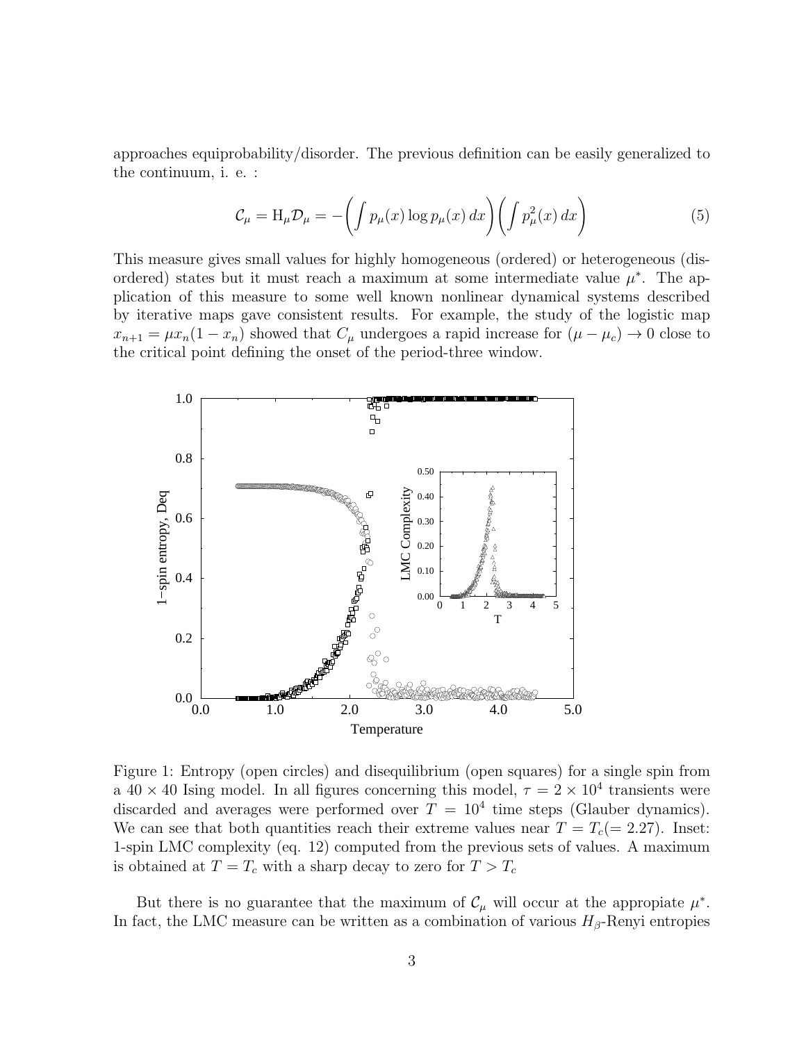approaches equiprobability/disorder. The previous definition can be easily generalized to the continuum, i. e. :

$$\mathcal{C}_\mu = \mathrm{H}_\mu \mathcal{D}_\mu = -\left( \int p_\mu(x) \log p_\mu(x)\, dx \right) \left( \int p_\mu^2(x)\, dx \right) \tag{5}$$

This measure gives small values for highly homogeneous (ordered) or heterogeneous (disordered) states but it must reach a maximum at some intermediate value $\mu^*$. The application of this measure to some well known nonlinear dynamical systems described by iterative maps gave consistent results. For example, the study of the logistic map $x_{n+1} = \mu x_n(1 - x_n)$ showed that $C_\mu$ undergoes a rapid increase for $(\mu - \mu_c) \to 0$ close to the critical point defining the onset of the period-three window.

Figure 1: Entropy (open circles) and disequilibrium (open squares) for a single spin from a $40 \times 40$ Ising model. In all figures concerning this model, $\tau = 2 \times 10^4$ transients were discarded and averages were performed over $T = 10^4$ time steps (Glauber dynamics). We can see that both quantities reach their extreme values near $T = T_c(= 2.27)$. Inset: 1-spin LMC complexity (eq. 12) computed from the previous sets of values. A maximum is obtained at $T = T_c$ with a sharp decay to zero for $T > T_c$

But there is no guarantee that the maximum of $\mathcal{C}_\mu$ will occur at the appropiate $\mu^*$. In fact, the LMC measure can be written as a combination of various $H_\beta$-Renyi entropies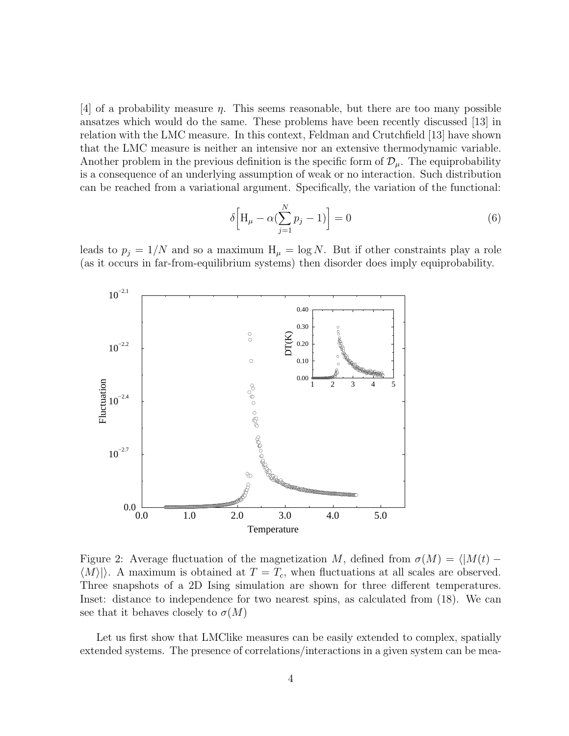[4] of a probability measure $\eta$. This seems reasonable, but there are too many possible ansatzes which would do the same. These problems have been recently discussed [13] in relation with the LMC measure. In this context, Feldman and Crutchfield [13] have shown that the LMC measure is neither an intensive nor an extensive thermodynamic variable. Another problem in the previous definition is the specific form of $\mathcal{D}_\mu$. The equiprobability is a consequence of an underlying assumption of weak or no interaction. Such distribution can be reached from a variational argument. Specifically, the variation of the functional:

$$\delta\Big[\mathrm{H}_\mu - \alpha(\sum_{j=1}^{N} p_j - 1)\Big] = 0 \tag{6}$$

leads to $p_j = 1/N$ and so a maximum $\mathrm{H}_\mu = \log N$. But if other constraints play a role (as it occurs in far-from-equilibrium systems) then disorder does imply equiprobability.

Figure 2: Average fluctuation of the magnetization $M$, defined from $\sigma(M) = \langle|M(t) - \langle M\rangle|\rangle$. A maximum is obtained at $T = T_c$, when fluctuations at all scales are observed. Three snapshots of a 2D Ising simulation are shown for three different temperatures. Inset: distance to independence for two nearest spins, as calculated from (18). We can see that it behaves closely to $\sigma(M)$

Let us first show that LMClike measures can be easily extended to complex, spatially extended systems. The presence of correlations/interactions in a given system can be mea-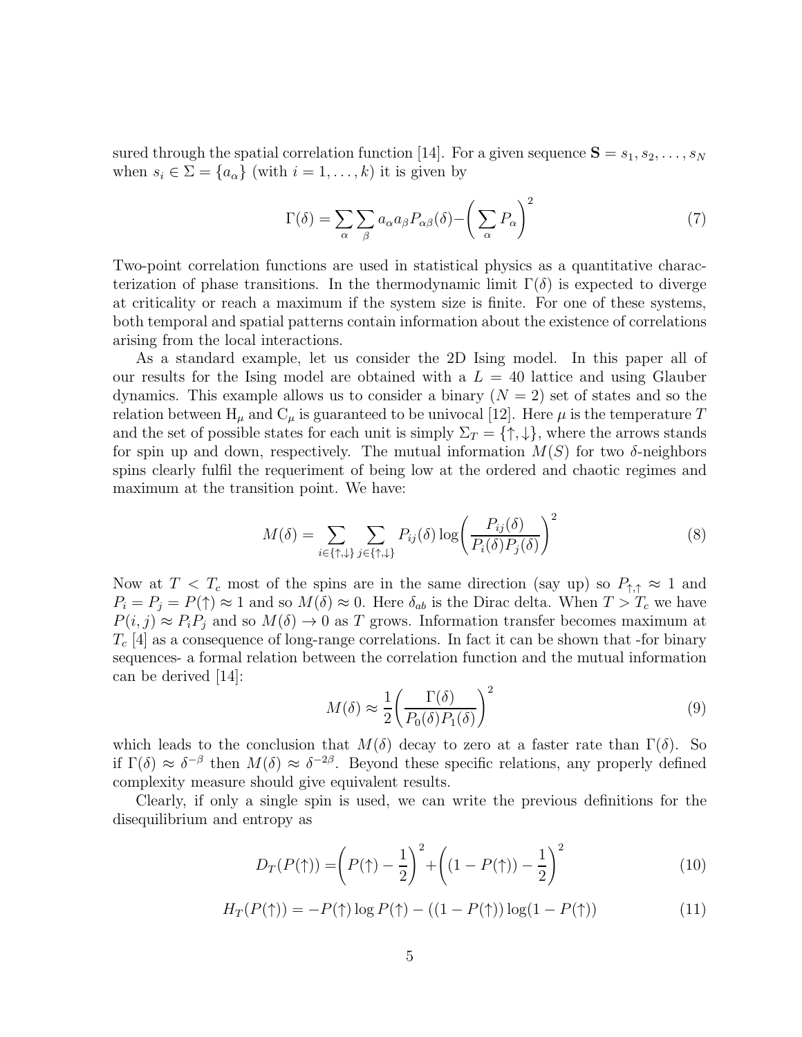sured through the spatial correlation function [14]. For a given sequence $\mathbf{S} = s_1, s_2, \dots, s_N$ when $s_i \in \Sigma = \{a_\alpha\}$ (with $i = 1, \dots, k$) it is given by

$$\Gamma(\delta) = \sum_\alpha \sum_\beta a_\alpha a_\beta P_{\alpha\beta}(\delta) - \left( \sum_\alpha P_\alpha \right)^2 \tag{7}$$

Two-point correlation functions are used in statistical physics as a quantitative characterization of phase transitions. In the thermodynamic limit $\Gamma(\delta)$ is expected to diverge at criticality or reach a maximum if the system size is finite. For one of these systems, both temporal and spatial patterns contain information about the existence of correlations arising from the local interactions.

As a standard example, let us consider the 2D Ising model. In this paper all of our results for the Ising model are obtained with a $L = 40$ lattice and using Glauber dynamics. This example allows us to consider a binary ($N = 2$) set of states and so the relation between $\mathrm{H}_\mu$ and $\mathrm{C}_\mu$ is guaranteed to be univocal [12]. Here $\mu$ is the temperature $T$ and the set of possible states for each unit is simply $\Sigma_T = \{\uparrow, \downarrow\}$, where the arrows stands for spin up and down, respectively. The mutual information $M(S)$ for two $\delta$-neighbors spins clearly fulfil the requeriment of being low at the ordered and chaotic regimes and maximum at the transition point. We have:

$$M(\delta) = \sum_{i \in \{\uparrow,\downarrow\}} \sum_{j \in \{\uparrow,\downarrow\}} P_{ij}(\delta) \log \left( \frac{P_{ij}(\delta)}{P_i(\delta) P_j(\delta)} \right)^2 \tag{8}$$

Now at $T < T_c$ most of the spins are in the same direction (say up) so $P_{\uparrow,\uparrow} \approx 1$ and $P_i = P_j = P(\uparrow) \approx 1$ and so $M(\delta) \approx 0$. Here $\delta_{ab}$ is the Dirac delta. When $T > T_c$ we have $P(i,j) \approx P_i P_j$ and so $M(\delta) \to 0$ as $T$ grows. Information transfer becomes maximum at $T_c$ [4] as a consequence of long-range correlations. In fact it can be shown that -for binary sequences- a formal relation between the correlation function and the mutual information can be derived [14]:

$$M(\delta) \approx \frac{1}{2} \left( \frac{\Gamma(\delta)}{P_0(\delta) P_1(\delta)} \right)^2 \tag{9}$$

which leads to the conclusion that $M(\delta)$ decay to zero at a faster rate than $\Gamma(\delta)$. So if $\Gamma(\delta) \approx \delta^{-\beta}$ then $M(\delta) \approx \delta^{-2\beta}$. Beyond these specific relations, any properly defined complexity measure should give equivalent results.

Clearly, if only a single spin is used, we can write the previous definitions for the disequilibrium and entropy as

$$D_T(P(\uparrow)) = \left( P(\uparrow) - \frac{1}{2} \right)^2 + \left( (1 - P(\uparrow)) - \frac{1}{2} \right)^2 \tag{10}$$

$$H_T(P(\uparrow)) = -P(\uparrow) \log P(\uparrow) - ((1 - P(\uparrow)) \log(1 - P(\uparrow)) \tag{11}$$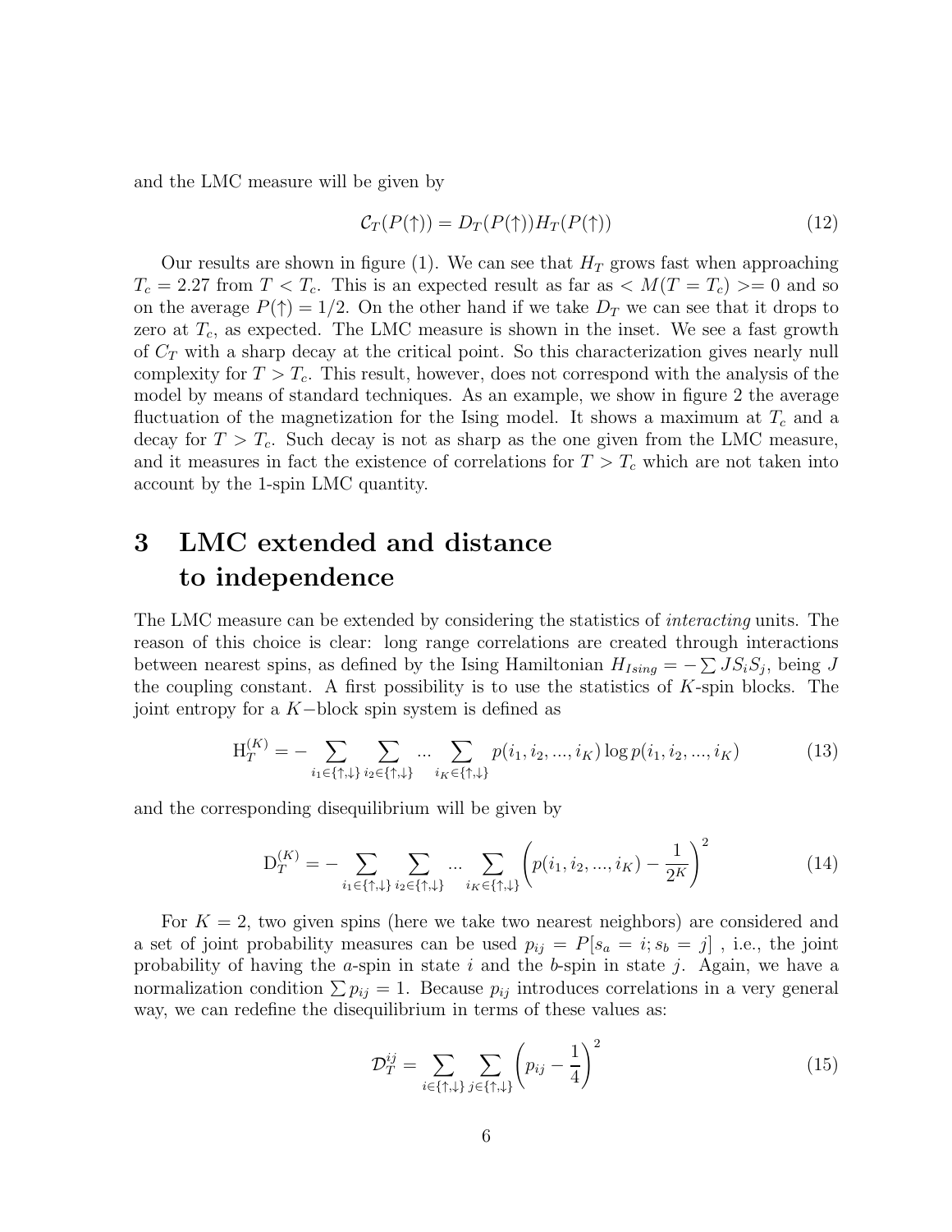and the LMC measure will be given by

$$\mathcal{C}_T(P(\uparrow)) = D_T(P(\uparrow))H_T(P(\uparrow)) \tag{12}$$

Our results are shown in figure (1). We can see that $H_T$ grows fast when approaching $T_c = 2.27$ from $T < T_c$. This is an expected result as far as $< M(T = T_c) >= 0$ and so on the average $P(\uparrow) = 1/2$. On the other hand if we take $D_T$ we can see that it drops to zero at $T_c$, as expected. The LMC measure is shown in the inset. We see a fast growth of $C_T$ with a sharp decay at the critical point. So this characterization gives nearly null complexity for $T > T_c$. This result, however, does not correspond with the analysis of the model by means of standard techniques. As an example, we show in figure 2 the average fluctuation of the magnetization for the Ising model. It shows a maximum at $T_c$ and a decay for $T > T_c$. Such decay is not as sharp as the one given from the LMC measure, and it measures in fact the existence of correlations for $T > T_c$ which are not taken into account by the 1-spin LMC quantity.

# 3 LMC extended and distance to independence

The LMC measure can be extended by considering the statistics of *interacting* units. The reason of this choice is clear: long range correlations are created through interactions between nearest spins, as defined by the Ising Hamiltonian $H_{Ising} = -\sum JS_iS_j$, being $J$ the coupling constant. A first possibility is to use the statistics of $K$-spin blocks. The joint entropy for a $K-$block spin system is defined as

$$\mathrm{H}_T^{(K)} = -\sum_{i_1 \in \{\uparrow,\downarrow\}} \sum_{i_2 \in \{\uparrow,\downarrow\}} ... \sum_{i_K \in \{\uparrow,\downarrow\}} p(i_1, i_2, ..., i_K) \log p(i_1, i_2, ..., i_K) \tag{13}$$

and the corresponding disequilibrium will be given by

$$\mathrm{D}_T^{(K)} = -\sum_{i_1 \in \{\uparrow,\downarrow\}} \sum_{i_2 \in \{\uparrow,\downarrow\}} ... \sum_{i_K \in \{\uparrow,\downarrow\}} \left(p(i_1, i_2, ..., i_K) - \frac{1}{2^K}\right)^2 \tag{14}$$

For $K = 2$, two given spins (here we take two nearest neighbors) are considered and a set of joint probability measures can be used $p_{ij} = P[s_a = i; s_b = j]$ , i.e., the joint probability of having the $a$-spin in state $i$ and the $b$-spin in state $j$. Again, we have a normalization condition $\sum p_{ij} = 1$. Because $p_{ij}$ introduces correlations in a very general way, we can redefine the disequilibrium in terms of these values as:

$$\mathcal{D}_T^{ij} = \sum_{i \in \{\uparrow,\downarrow\}} \sum_{j \in \{\uparrow,\downarrow\}} \left(p_{ij} - \frac{1}{4}\right)^2 \tag{15}$$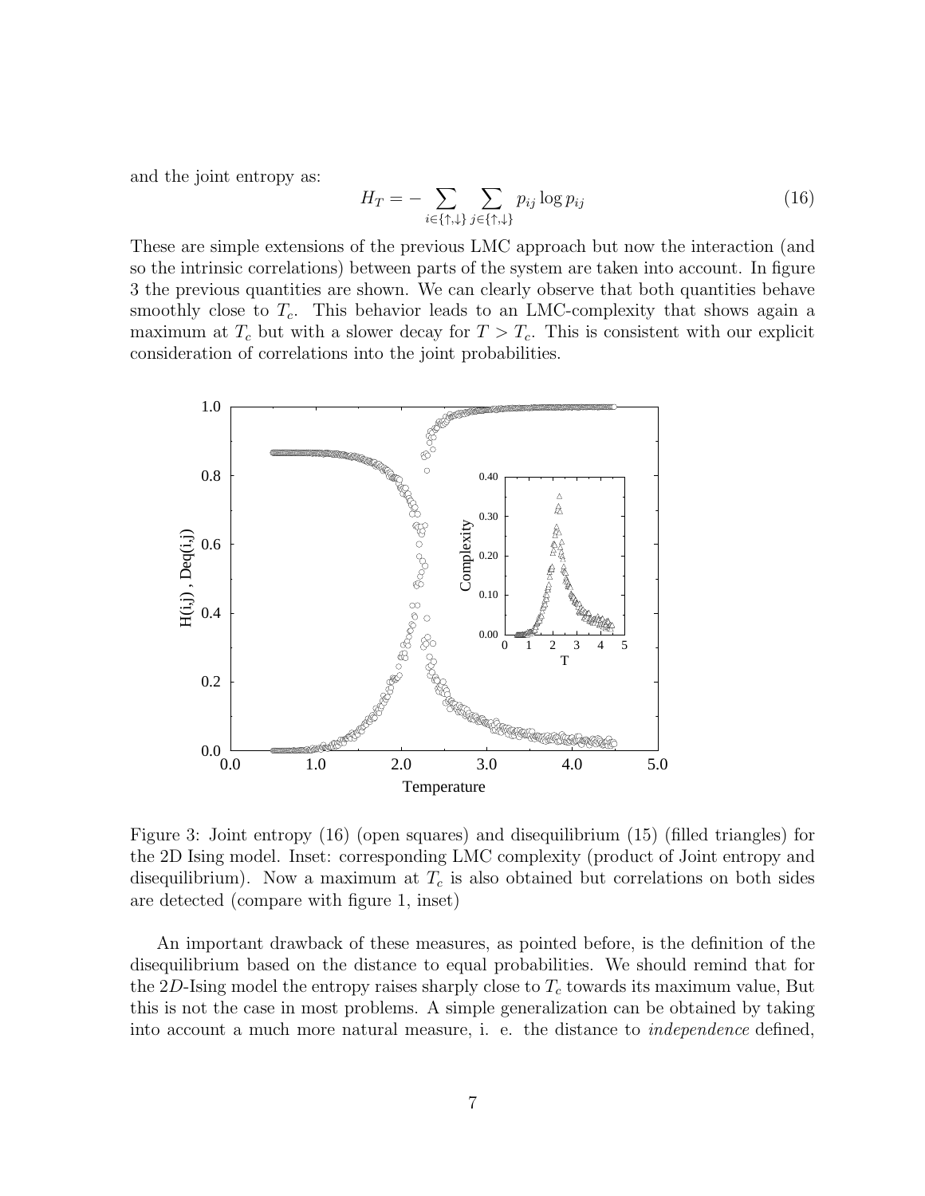and the joint entropy as:

$$H_T = -\sum_{i\in\{\uparrow,\downarrow\}}\sum_{j\in\{\uparrow,\downarrow\}} p_{ij}\log p_{ij} \tag{16}$$

These are simple extensions of the previous LMC approach but now the interaction (and so the intrinsic correlations) between parts of the system are taken into account. In figure 3 the previous quantities are shown. We can clearly observe that both quantities behave smoothly close to $T_c$. This behavior leads to an LMC-complexity that shows again a maximum at $T_c$ but with a slower decay for $T > T_c$. This is consistent with our explicit consideration of correlations into the joint probabilities.

Figure 3: Joint entropy (16) (open squares) and disequilibrium (15) (filled triangles) for the 2D Ising model. Inset: corresponding LMC complexity (product of Joint entropy and disequilibrium). Now a maximum at $T_c$ is also obtained but correlations on both sides are detected (compare with figure 1, inset)

An important drawback of these measures, as pointed before, is the definition of the disequilibrium based on the distance to equal probabilities. We should remind that for the $2D$-Ising model the entropy raises sharply close to $T_c$ towards its maximum value, But this is not the case in most problems. A simple generalization can be obtained by taking into account a much more natural measure, i. e. the distance to *independence* defined,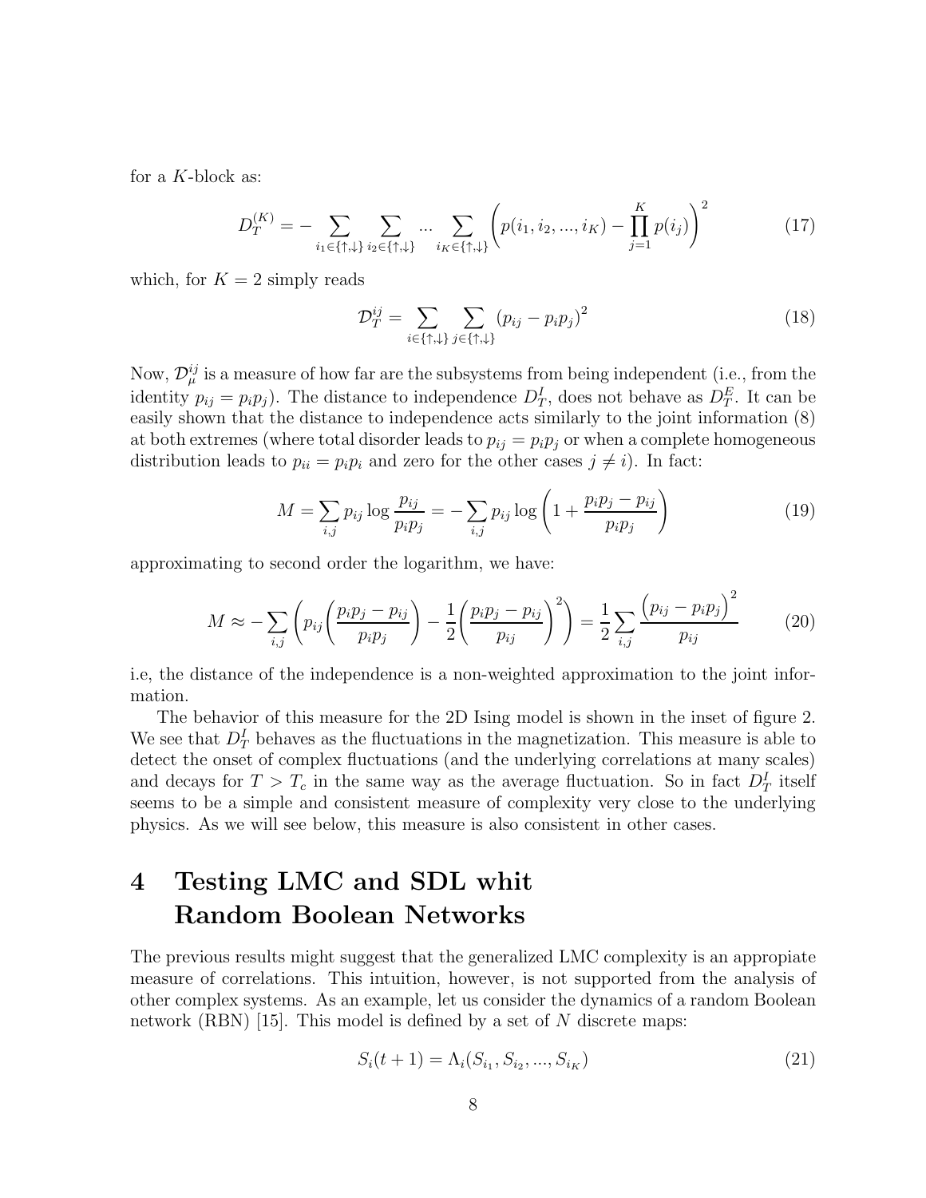for a $K$-block as:

$$D_T^{(K)} = -\sum_{i_1 \in \{\uparrow,\downarrow\}} \sum_{i_2 \in \{\uparrow,\downarrow\}} ... \sum_{i_K \in \{\uparrow,\downarrow\}} \left( p(i_1, i_2, ..., i_K) - \prod_{j=1}^{K} p(i_j) \right)^2 \tag{17}$$

which, for $K = 2$ simply reads

$$\mathcal{D}_T^{ij} = \sum_{i \in \{\uparrow,\downarrow\}} \sum_{j \in \{\uparrow,\downarrow\}} (p_{ij} - p_i p_j)^2 \tag{18}$$

Now, $\mathcal{D}_\mu^{ij}$ is a measure of how far are the subsystems from being independent (i.e., from the identity $p_{ij} = p_i p_j$). The distance to independence $D_T^I$, does not behave as $D_T^E$. It can be easily shown that the distance to independence acts similarly to the joint information (8) at both extremes (where total disorder leads to $p_{ij} = p_i p_j$ or when a complete homogeneous distribution leads to $p_{ii} = p_i p_i$ and zero for the other cases $j \neq i$). In fact:

$$M = \sum_{i,j} p_{ij} \log \frac{p_{ij}}{p_i p_j} = -\sum_{i,j} p_{ij} \log \left( 1 + \frac{p_i p_j - p_{ij}}{p_i p_j} \right) \tag{19}$$

approximating to second order the logarithm, we have:

$$M \approx -\sum_{i,j} \left( p_{ij} \left( \frac{p_i p_j - p_{ij}}{p_i p_j} \right) - \frac{1}{2} \left( \frac{p_i p_j - p_{ij}}{p_{ij}} \right)^2 \right) = \frac{1}{2} \sum_{i,j} \frac{\left( p_{ij} - p_i p_j \right)^2}{p_{ij}} \tag{20}$$

i.e, the distance of the independence is a non-weighted approximation to the joint information.

The behavior of this measure for the 2D Ising model is shown in the inset of figure 2. We see that $D_T^I$ behaves as the fluctuations in the magnetization. This measure is able to detect the onset of complex fluctuations (and the underlying correlations at many scales) and decays for $T > T_c$ in the same way as the average fluctuation. So in fact $D_T^I$ itself seems to be a simple and consistent measure of complexity very close to the underlying physics. As we will see below, this measure is also consistent in other cases.

# 4 Testing LMC and SDL whit Random Boolean Networks

The previous results might suggest that the generalized LMC complexity is an appropiate measure of correlations. This intuition, however, is not supported from the analysis of other complex systems. As an example, let us consider the dynamics of a random Boolean network (RBN) [15]. This model is defined by a set of $N$ discrete maps:

$$S_i(t+1) = \Lambda_i(S_{i_1}, S_{i_2}, ..., S_{i_K}) \tag{21}$$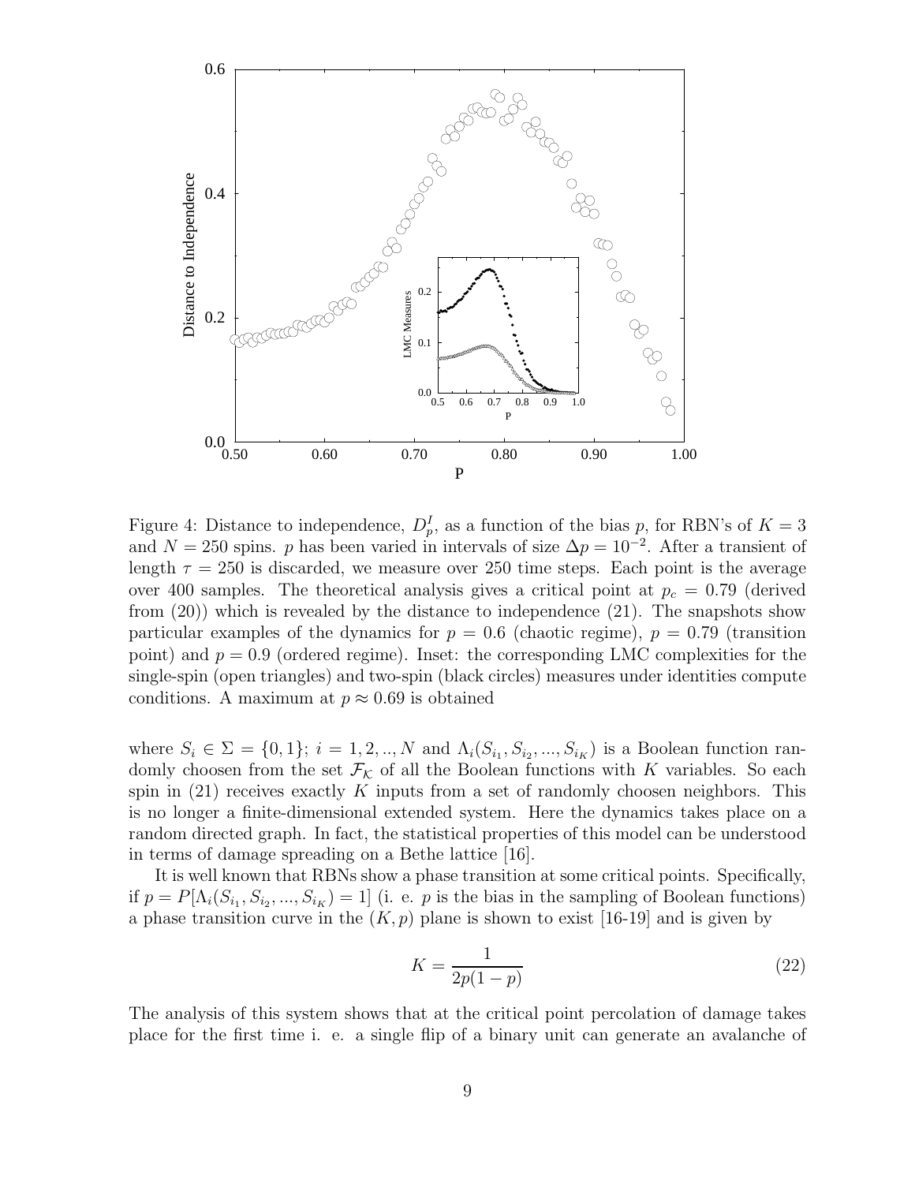Figure 4: Distance to independence, $D_p^I$, as a function of the bias $p$, for RBN's of $K = 3$ and $N = 250$ spins. $p$ has been varied in intervals of size $\Delta p = 10^{-2}$. After a transient of length $\tau = 250$ is discarded, we measure over 250 time steps. Each point is the average over 400 samples. The theoretical analysis gives a critical point at $p_c = 0.79$ (derived from (20)) which is revealed by the distance to independence (21). The snapshots show particular examples of the dynamics for $p = 0.6$ (chaotic regime), $p = 0.79$ (transition point) and $p = 0.9$ (ordered regime). Inset: the corresponding LMC complexities for the single-spin (open triangles) and two-spin (black circles) measures under identities compute conditions. A maximum at $p \approx 0.69$ is obtained

where $S_i \in \Sigma = \{0, 1\}$; $i = 1, 2, .., N$ and $\Lambda_i(S_{i_1}, S_{i_2}, ..., S_{i_K})$ is a Boolean function randomly choosen from the set $\mathcal{F}_\mathcal{K}$ of all the Boolean functions with $K$ variables. So each spin in (21) receives exactly $K$ inputs from a set of randomly choosen neighbors. This is no longer a finite-dimensional extended system. Here the dynamics takes place on a random directed graph. In fact, the statistical properties of this model can be understood in terms of damage spreading on a Bethe lattice [16].

It is well known that RBNs show a phase transition at some critical points. Specifically, if $p = P[\Lambda_i(S_{i_1}, S_{i_2}, ..., S_{i_K}) = 1]$ (i. e. $p$ is the bias in the sampling of Boolean functions) a phase transition curve in the $(K, p)$ plane is shown to exist [16-19] and is given by

$$K = \frac{1}{2p(1-p)} \tag{22}$$

The analysis of this system shows that at the critical point percolation of damage takes place for the first time i. e. a single flip of a binary unit can generate an avalanche of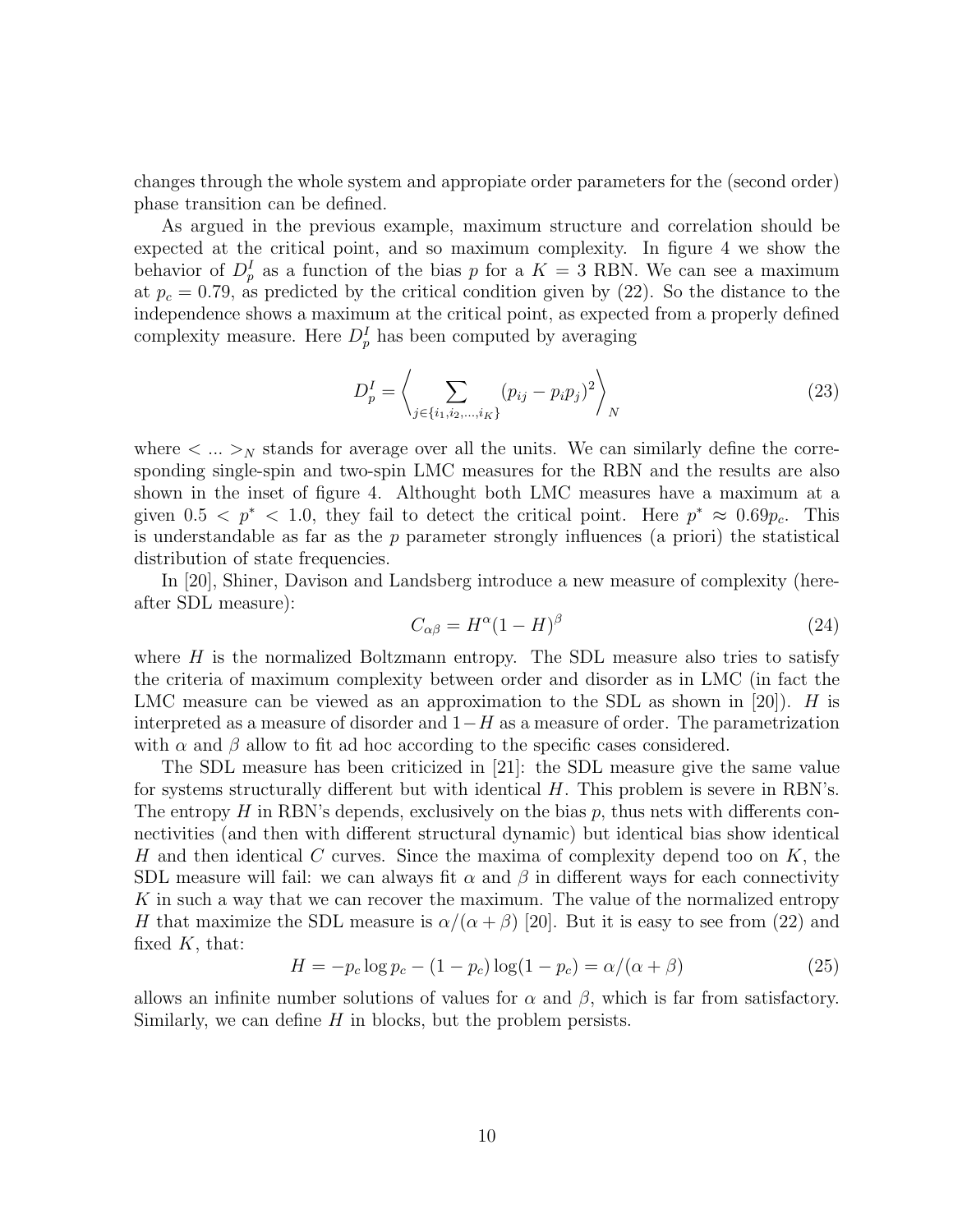changes through the whole system and appropiate order parameters for the (second order) phase transition can be defined.

As argued in the previous example, maximum structure and correlation should be expected at the critical point, and so maximum complexity. In figure 4 we show the behavior of $D_p^I$ as a function of the bias $p$ for a $K = 3$ RBN. We can see a maximum at $p_c = 0.79$, as predicted by the critical condition given by (22). So the distance to the independence shows a maximum at the critical point, as expected from a properly defined complexity measure. Here $D_p^I$ has been computed by averaging

$$D_p^I = \left\langle \sum_{j \in \{i_1, i_2, \dots, i_K\}} (p_{ij} - p_i p_j)^2 \right\rangle_N \tag{23}$$

where $< ... >_N$ stands for average over all the units. We can similarly define the corresponding single-spin and two-spin LMC measures for the RBN and the results are also shown in the inset of figure 4. Althought both LMC measures have a maximum at a given $0.5 < p^* < 1.0$, they fail to detect the critical point. Here $p^* \approx 0.69 p_c$. This is understandable as far as the $p$ parameter strongly influences (a priori) the statistical distribution of state frequencies.

In [20], Shiner, Davison and Landsberg introduce a new measure of complexity (hereafter SDL measure):

$$C_{\alpha\beta} = H^{\alpha}(1 - H)^{\beta} \tag{24}$$

where $H$ is the normalized Boltzmann entropy. The SDL measure also tries to satisfy the criteria of maximum complexity between order and disorder as in LMC (in fact the LMC measure can be viewed as an approximation to the SDL as shown in [20]). $H$ is interpreted as a measure of disorder and $1 - H$ as a measure of order. The parametrization with $\alpha$ and $\beta$ allow to fit ad hoc according to the specific cases considered.

The SDL measure has been criticized in [21]: the SDL measure give the same value for systems structurally different but with identical $H$. This problem is severe in RBN's. The entropy $H$ in RBN's depends, exclusively on the bias $p$, thus nets with differents connectivities (and then with different structural dynamic) but identical bias show identical $H$ and then identical $C$ curves. Since the maxima of complexity depend too on $K$, the SDL measure will fail: we can always fit $\alpha$ and $\beta$ in different ways for each connectivity $K$ in such a way that we can recover the maximum. The value of the normalized entropy $H$ that maximize the SDL measure is $\alpha/(\alpha + \beta)$ [20]. But it is easy to see from (22) and fixed $K$, that:

$$H = -p_c \log p_c - (1 - p_c) \log(1 - p_c) = \alpha/(\alpha + \beta) \tag{25}$$

allows an infinite number solutions of values for $\alpha$ and $\beta$, which is far from satisfactory. Similarly, we can define $H$ in blocks, but the problem persists.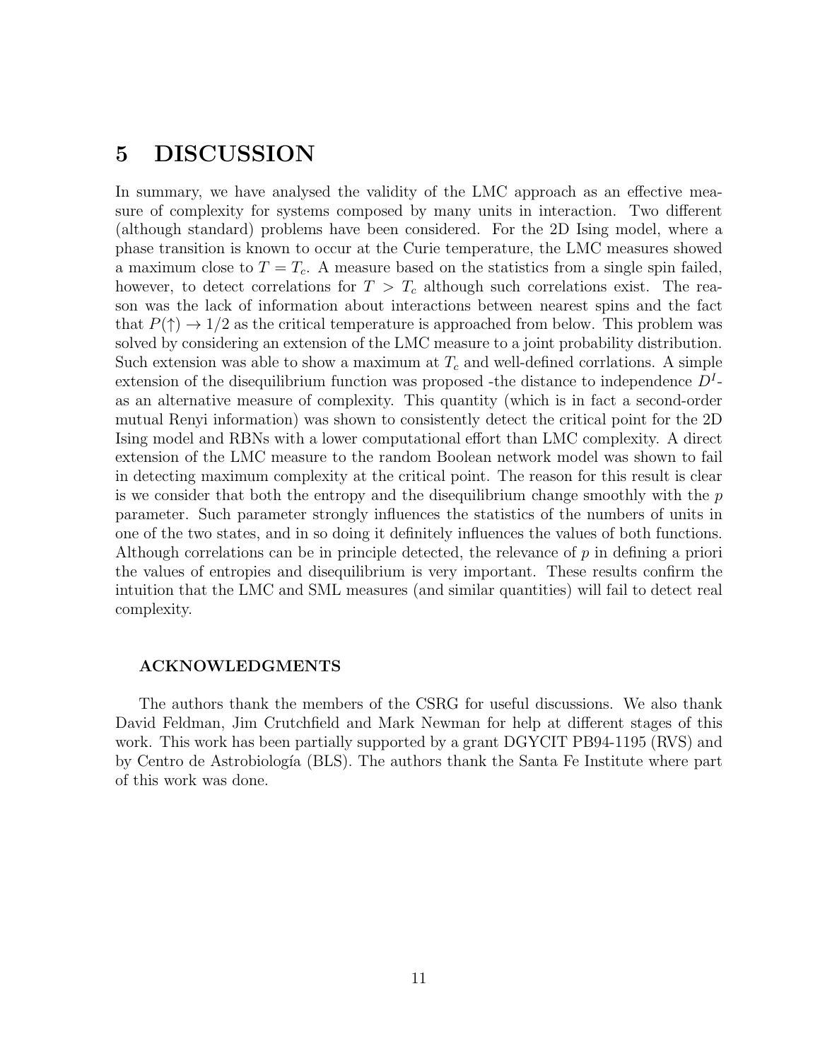# 5 DISCUSSION

In summary, we have analysed the validity of the LMC approach as an effective measure of complexity for systems composed by many units in interaction. Two different (although standard) problems have been considered. For the 2D Ising model, where a phase transition is known to occur at the Curie temperature, the LMC measures showed a maximum close to $T = T_c$. A measure based on the statistics from a single spin failed, however, to detect correlations for $T > T_c$ although such correlations exist. The reason was the lack of information about interactions between nearest spins and the fact that $P(\uparrow) \to 1/2$ as the critical temperature is approached from below. This problem was solved by considering an extension of the LMC measure to a joint probability distribution. Such extension was able to show a maximum at $T_c$ and well-defined corrlations. A simple extension of the disequilibrium function was proposed -the distance to independence $D^I$- as an alternative measure of complexity. This quantity (which is in fact a second-order mutual Renyi information) was shown to consistently detect the critical point for the 2D Ising model and RBNs with a lower computational effort than LMC complexity. A direct extension of the LMC measure to the random Boolean network model was shown to fail in detecting maximum complexity at the critical point. The reason for this result is clear is we consider that both the entropy and the disequilibrium change smoothly with the $p$ parameter. Such parameter strongly influences the statistics of the numbers of units in one of the two states, and in so doing it definitely influences the values of both functions. Although correlations can be in principle detected, the relevance of $p$ in defining a priori the values of entropies and disequilibrium is very important. These results confirm the intuition that the LMC and SML measures (and similar quantities) will fail to detect real complexity.

### ACKNOWLEDGMENTS

The authors thank the members of the CSRG for useful discussions. We also thank David Feldman, Jim Crutchfield and Mark Newman for help at different stages of this work. This work has been partially supported by a grant DGYCIT PB94-1195 (RVS) and by Centro de Astrobiología (BLS). The authors thank the Santa Fe Institute where part of this work was done.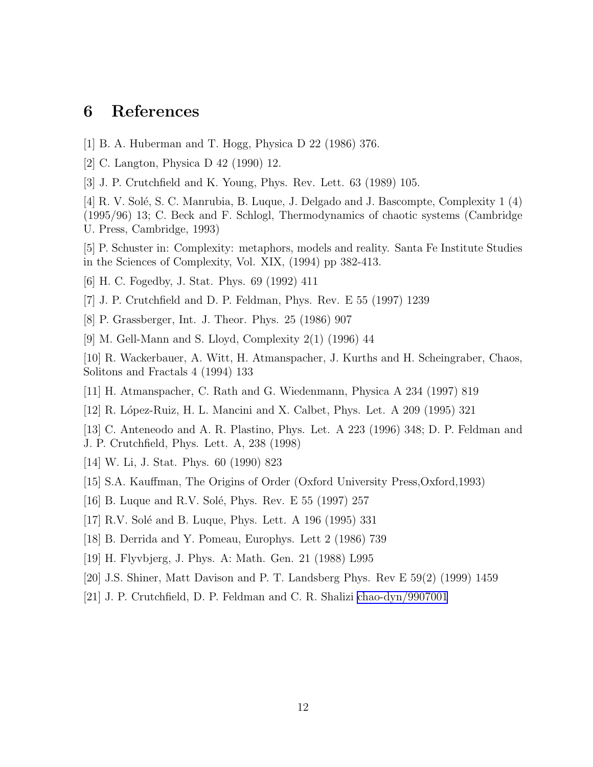# 6 References

[1] B. A. Huberman and T. Hogg, Physica D 22 (1986) 376.

[2] C. Langton, Physica D 42 (1990) 12.

[3] J. P. Crutchfield and K. Young, Phys. Rev. Lett. 63 (1989) 105.

[4] R. V. Solé, S. C. Manrubia, B. Luque, J. Delgado and J. Bascompte, Complexity 1 (4) (1995/96) 13; C. Beck and F. Schlogl, Thermodynamics of chaotic systems (Cambridge U. Press, Cambridge, 1993)

[5] P. Schuster in: Complexity: metaphors, models and reality. Santa Fe Institute Studies in the Sciences of Complexity, Vol. XIX, (1994) pp 382-413.

[6] H. C. Fogedby, J. Stat. Phys. 69 (1992) 411

[7] J. P. Crutchfield and D. P. Feldman, Phys. Rev. E 55 (1997) 1239

[8] P. Grassberger, Int. J. Theor. Phys. 25 (1986) 907

[9] M. Gell-Mann and S. Lloyd, Complexity 2(1) (1996) 44

[10] R. Wackerbauer, A. Witt, H. Atmanspacher, J. Kurths and H. Scheingraber, Chaos, Solitons and Fractals 4 (1994) 133

[11] H. Atmanspacher, C. Rath and G. Wiedenmann, Physica A 234 (1997) 819

[12] R. López-Ruiz, H. L. Mancini and X. Calbet, Phys. Let. A 209 (1995) 321

[13] C. Anteneodo and A. R. Plastino, Phys. Let. A 223 (1996) 348; D. P. Feldman and J. P. Crutchfield, Phys. Lett. A, 238 (1998)

[14] W. Li, J. Stat. Phys. 60 (1990) 823

[15] S.A. Kauffman, The Origins of Order (Oxford University Press,Oxford,1993)

[16] B. Luque and R.V. Solé, Phys. Rev. E 55 (1997) 257

[17] R.V. Solé and B. Luque, Phys. Lett. A 196 (1995) 331

[18] B. Derrida and Y. Pomeau, Europhys. Lett 2 (1986) 739

[19] H. Flyvbjerg, J. Phys. A: Math. Gen. 21 (1988) L995

[20] J.S. Shiner, Matt Davison and P. T. Landsberg Phys. Rev E 59(2) (1999) 1459

[21] J. P. Crutchfield, D. P. Feldman and C. R. Shalizi chao-dyn/9907001